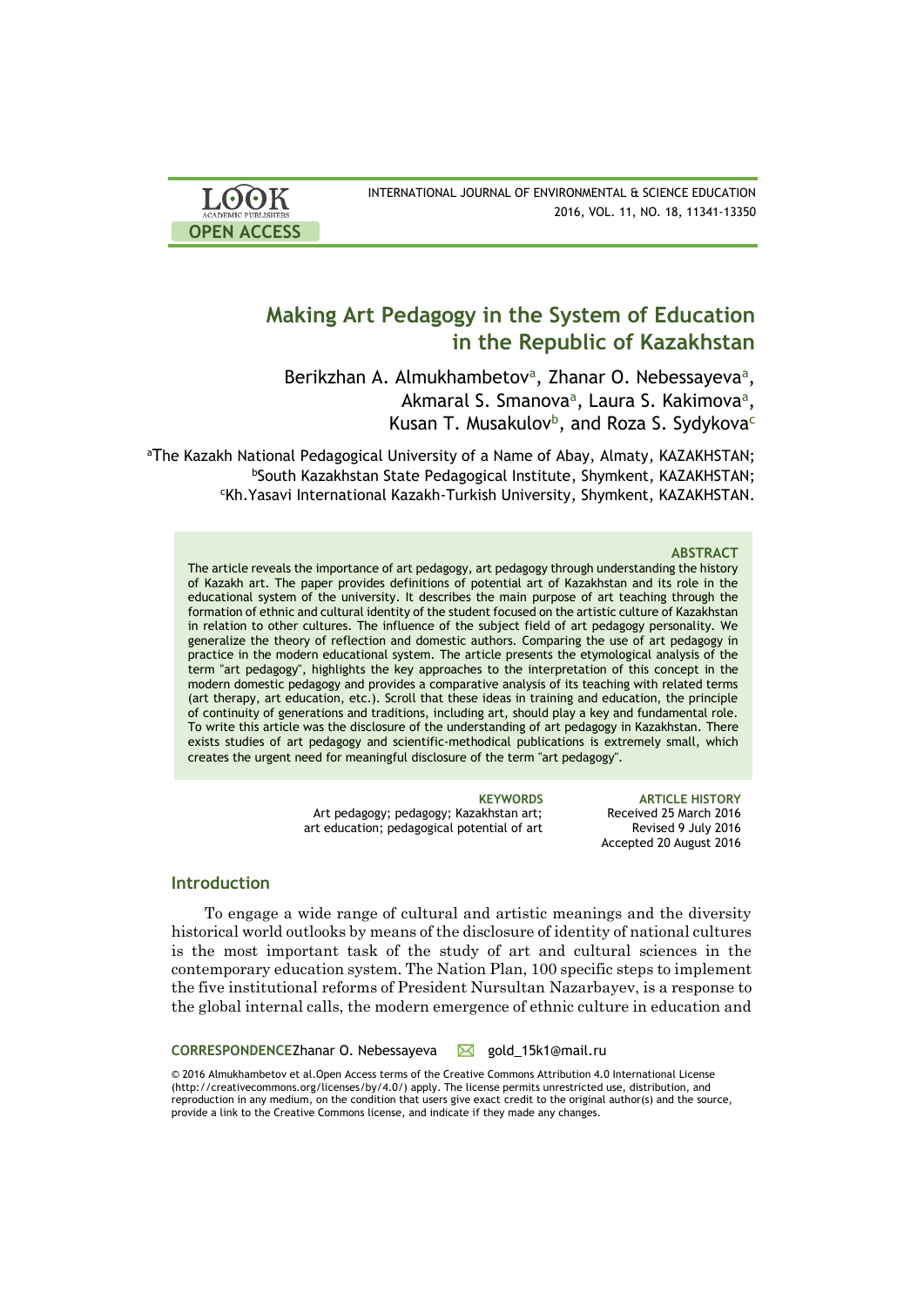# Making Art Pedagogy in the System of Education in the Republic of Kazakhstan

Berikzhan A. Almukhambetov[a], Zhanar O. Nebessayeva[a], Akmaral S. Smanova[a], Laura S. Kakimova[a], Kusan T. Musakulov[b], and Roza S. Sydykova[c]

[a]The Kazakh National Pedagogical University of a Name of Abay, Almaty, KAZAKHSTAN; [b]South Kazakhstan State Pedagogical Institute, Shymkent, KAZAKHSTAN; [c]Kh.Yasavi International Kazakh-Turkish University, Shymkent, KAZAKHSTAN.

### ABSTRACT

The article reveals the importance of art pedagogy, art pedagogy through understanding the history of Kazakh art. The paper provides definitions of potential art of Kazakhstan and its role in the educational system of the university. It describes the main purpose of art teaching through the formation of ethnic and cultural identity of the student focused on the artistic culture of Kazakhstan in relation to other cultures. The influence of the subject field of art pedagogy personality. We generalize the theory of reflection and domestic authors. Comparing the use of art pedagogy in practice in the modern educational system. The article presents the etymological analysis of the term "art pedagogy", highlights the key approaches to the interpretation of this concept in the modern domestic pedagogy and provides a comparative analysis of its teaching with related terms (art therapy, art education, etc.). Scroll that these ideas in training and education, the principle of continuity of generations and traditions, including art, should play a key and fundamental role. To write this article was the disclosure of the understanding of art pedagogy in Kazakhstan. There exists studies of art pedagogy and scientific-methodical publications is extremely small, which creates the urgent need for meaningful disclosure of the term "art pedagogy".

**KEYWORDS**
Art pedagogy; pedagogy; Kazakhstan art; art education; pedagogical potential of art

**ARTICLE HISTORY**
Received 25 March 2016
Revised 9 July 2016
Accepted 20 August 2016

## Introduction

To engage a wide range of cultural and artistic meanings and the diversity historical world outlooks by means of the disclosure of identity of national cultures is the most important task of the study of art and cultural sciences in the contemporary education system. The Nation Plan, 100 specific steps to implement the five institutional reforms of President Nursultan Nazarbayev, is a response to the global internal calls, the modern emergence of ethnic culture in education and

**CORRESPONDENCE** Zhanar O. Nebessayeva ✉ gold_15k1@mail.ru

© 2016 Almukhambetov et al.Open Access terms of the Creative Commons Attribution 4.0 International License (http://creativecommons.org/licenses/by/4.0/) apply. The license permits unrestricted use, distribution, and reproduction in any medium, on the condition that users give exact credit to the original author(s) and the source, provide a link to the Creative Commons license, and indicate if they made any changes.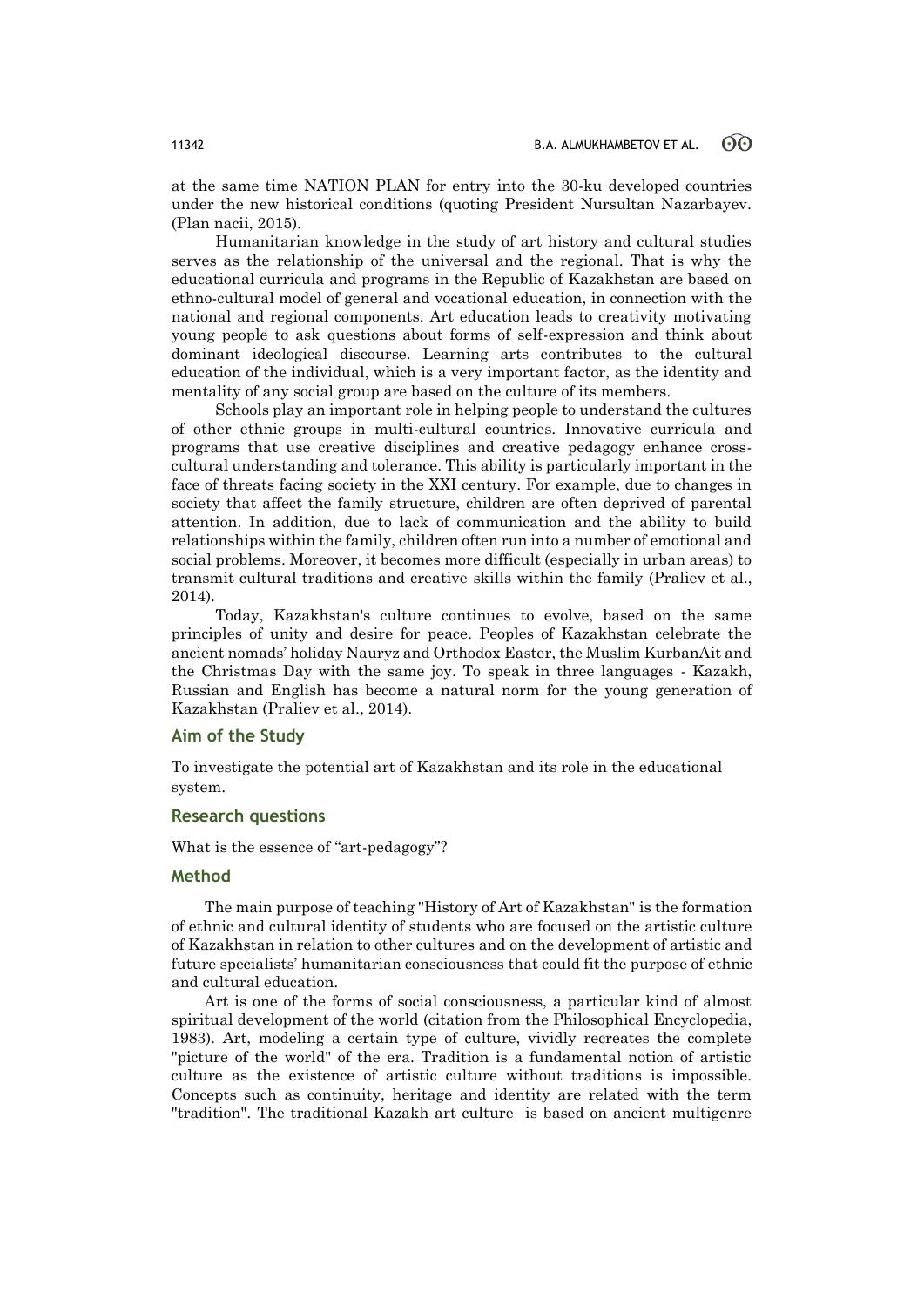at the same time NATION PLAN for entry into the 30-ku developed countries under the new historical conditions (quoting President Nursultan Nazarbayev. (Plan nacii, 2015).

Humanitarian knowledge in the study of art history and cultural studies serves as the relationship of the universal and the regional. That is why the educational curricula and programs in the Republic of Kazakhstan are based on ethno-cultural model of general and vocational education, in connection with the national and regional components. Art education leads to creativity motivating young people to ask questions about forms of self-expression and think about dominant ideological discourse. Learning arts contributes to the cultural education of the individual, which is a very important factor, as the identity and mentality of any social group are based on the culture of its members.

Schools play an important role in helping people to understand the cultures of other ethnic groups in multi-cultural countries. Innovative curricula and programs that use creative disciplines and creative pedagogy enhance cross-cultural understanding and tolerance. This ability is particularly important in the face of threats facing society in the XXI century. For example, due to changes in society that affect the family structure, children are often deprived of parental attention. In addition, due to lack of communication and the ability to build relationships within the family, children often run into a number of emotional and social problems. Moreover, it becomes more difficult (especially in urban areas) to transmit cultural traditions and creative skills within the family (Praliev et al., 2014).

Today, Kazakhstan's culture continues to evolve, based on the same principles of unity and desire for peace. Peoples of Kazakhstan celebrate the ancient nomads' holiday Nauryz and Orthodox Easter, the Muslim KurbanAit and the Christmas Day with the same joy. To speak in three languages - Kazakh, Russian and English has become a natural norm for the young generation of Kazakhstan (Praliev et al., 2014).

## Aim of the Study

To investigate the potential art of Kazakhstan and its role in the educational system.

## Research questions

What is the essence of "art-pedagogy"?

## Method

The main purpose of teaching "History of Art of Kazakhstan" is the formation of ethnic and cultural identity of students who are focused on the artistic culture of Kazakhstan in relation to other cultures and on the development of artistic and future specialists' humanitarian consciousness that could fit the purpose of ethnic and cultural education.

Art is one of the forms of social consciousness, a particular kind of almost spiritual development of the world (citation from the Philosophical Encyclopedia, 1983). Art, modeling a certain type of culture, vividly recreates the complete "picture of the world" of the era. Tradition is a fundamental notion of artistic culture as the existence of artistic culture without traditions is impossible. Concepts such as continuity, heritage and identity are related with the term "tradition". The traditional Kazakh art culture is based on ancient multigenre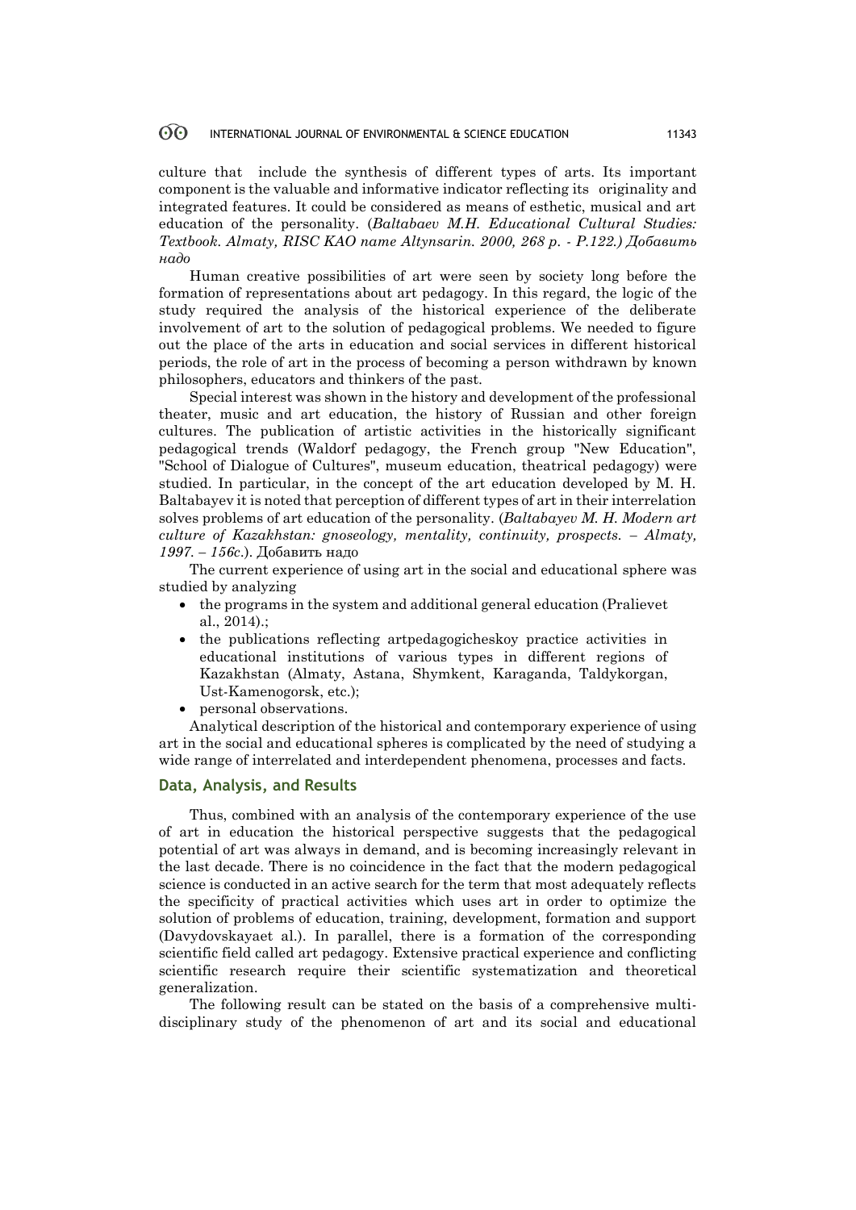culture that include the synthesis of different types of arts. Its important component is the valuable and informative indicator reflecting its originality and integrated features. It could be considered as means of esthetic, musical and art education of the personality. (*Baltabaev M.H. Educational Cultural Studies: Textbook. Almaty, RISC KAO name Altynsarin. 2000, 268 p. - P.122.) Добавить надо*

Human creative possibilities of art were seen by society long before the formation of representations about art pedagogy. In this regard, the logic of the study required the analysis of the historical experience of the deliberate involvement of art to the solution of pedagogical problems. We needed to figure out the place of the arts in education and social services in different historical periods, the role of art in the process of becoming a person withdrawn by known philosophers, educators and thinkers of the past.

Special interest was shown in the history and development of the professional theater, music and art education, the history of Russian and other foreign cultures. The publication of artistic activities in the historically significant pedagogical trends (Waldorf pedagogy, the French group "New Education", "School of Dialogue of Cultures", museum education, theatrical pedagogy) were studied. In particular, in the concept of the art education developed by M. H. Baltabayev it is noted that perception of different types of art in their interrelation solves problems of art education of the personality. (*Baltabayev M. H. Modern art culture of Kazakhstan: gnoseology, mentality, continuity, prospects. – Almaty, 1997. – 156c.*). Добавить надо

The current experience of using art in the social and educational sphere was studied by analyzing

- the programs in the system and additional general education (Pralievet al., 2014).;
- the publications reflecting artpedagogicheskoy practice activities in educational institutions of various types in different regions of Kazakhstan (Almaty, Astana, Shymkent, Karaganda, Taldykorgan, Ust-Kamenogorsk, etc.);
- personal observations.

Analytical description of the historical and contemporary experience of using art in the social and educational spheres is complicated by the need of studying a wide range of interrelated and interdependent phenomena, processes and facts.

## Data, Analysis, and Results

Thus, combined with an analysis of the contemporary experience of the use of art in education the historical perspective suggests that the pedagogical potential of art was always in demand, and is becoming increasingly relevant in the last decade. There is no coincidence in the fact that the modern pedagogical science is conducted in an active search for the term that most adequately reflects the specificity of practical activities which uses art in order to optimize the solution of problems of education, training, development, formation and support (Davydovskayaet al.). In parallel, there is a formation of the corresponding scientific field called art pedagogy. Extensive practical experience and conflicting scientific research require their scientific systematization and theoretical generalization.

The following result can be stated on the basis of a comprehensive multi-disciplinary study of the phenomenon of art and its social and educational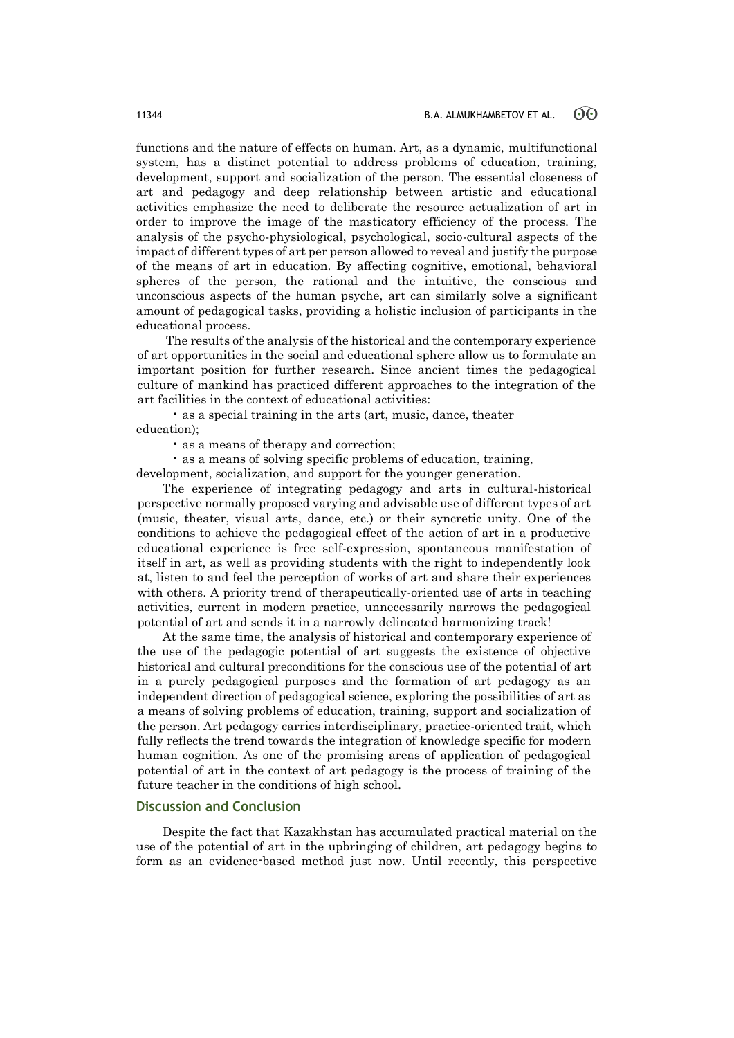functions and the nature of effects on human. Art, as a dynamic, multifunctional system, has a distinct potential to address problems of education, training, development, support and socialization of the person. The essential closeness of art and pedagogy and deep relationship between artistic and educational activities emphasize the need to deliberate the resource actualization of art in order to improve the image of the masticatory efficiency of the process. The analysis of the psycho-physiological, psychological, socio-cultural aspects of the impact of different types of art per person allowed to reveal and justify the purpose of the means of art in education. By affecting cognitive, emotional, behavioral spheres of the person, the rational and the intuitive, the conscious and unconscious aspects of the human psyche, art can similarly solve a significant amount of pedagogical tasks, providing a holistic inclusion of participants in the educational process.

The results of the analysis of the historical and the contemporary experience of art opportunities in the social and educational sphere allow us to formulate an important position for further research. Since ancient times the pedagogical culture of mankind has practiced different approaches to the integration of the art facilities in the context of educational activities:

- as a special training in the arts (art, music, dance, theater education);
- as a means of therapy and correction;
- as a means of solving specific problems of education, training, development, socialization, and support for the younger generation.

The experience of integrating pedagogy and arts in cultural-historical perspective normally proposed varying and advisable use of different types of art (music, theater, visual arts, dance, etc.) or their syncretic unity. One of the conditions to achieve the pedagogical effect of the action of art in a productive educational experience is free self-expression, spontaneous manifestation of itself in art, as well as providing students with the right to independently look at, listen to and feel the perception of works of art and share their experiences with others. A priority trend of therapeutically-oriented use of arts in teaching activities, current in modern practice, unnecessarily narrows the pedagogical potential of art and sends it in a narrowly delineated harmonizing track!

At the same time, the analysis of historical and contemporary experience of the use of the pedagogic potential of art suggests the existence of objective historical and cultural preconditions for the conscious use of the potential of art in a purely pedagogical purposes and the formation of art pedagogy as an independent direction of pedagogical science, exploring the possibilities of art as a means of solving problems of education, training, support and socialization of the person. Art pedagogy carries interdisciplinary, practice-oriented trait, which fully reflects the trend towards the integration of knowledge specific for modern human cognition. As one of the promising areas of application of pedagogical potential of art in the context of art pedagogy is the process of training of the future teacher in the conditions of high school.

## Discussion and Conclusion

Despite the fact that Kazakhstan has accumulated practical material on the use of the potential of art in the upbringing of children, art pedagogy begins to form as an evidence-based method just now. Until recently, this perspective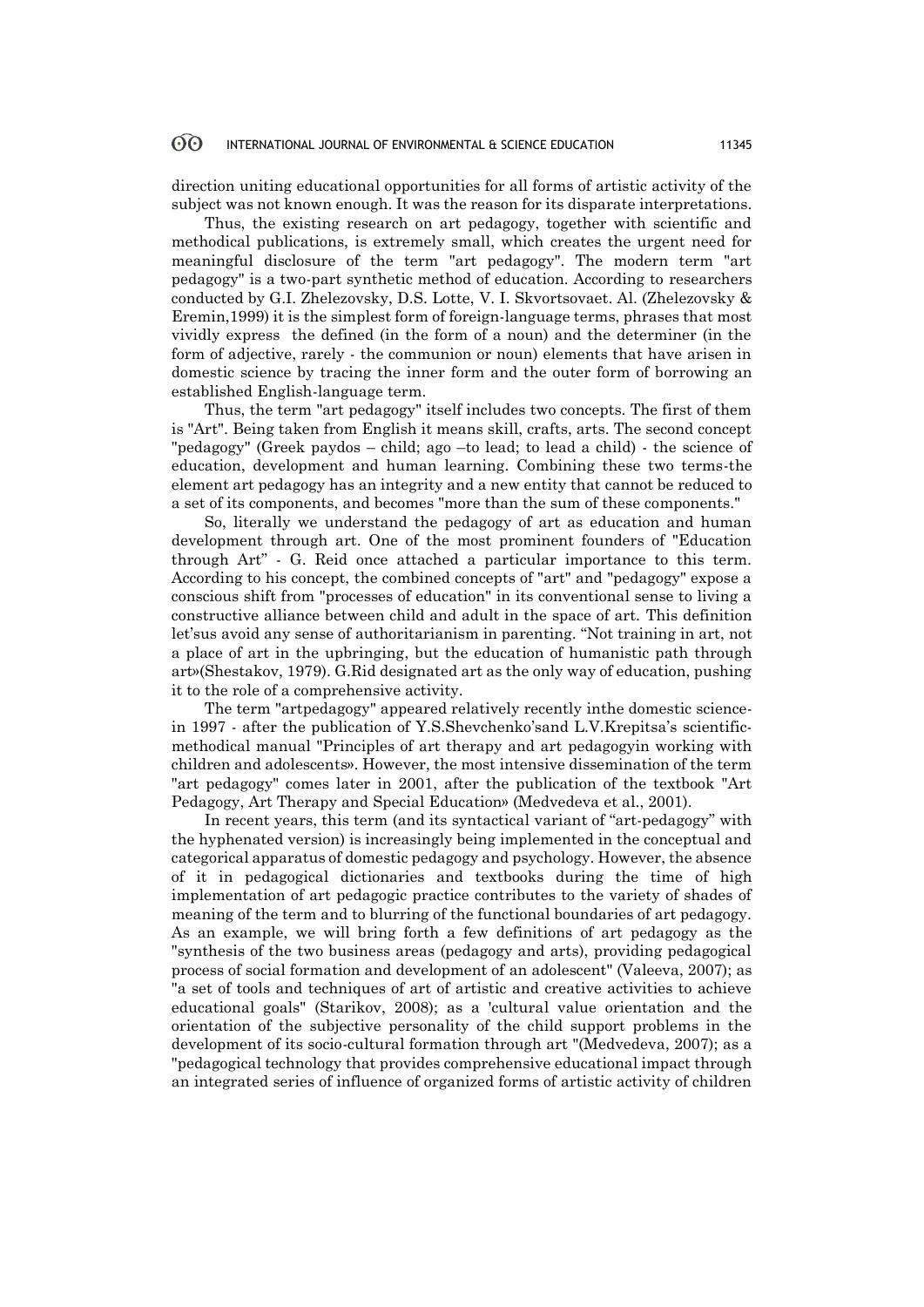direction uniting educational opportunities for all forms of artistic activity of the subject was not known enough. It was the reason for its disparate interpretations.

Thus, the existing research on art pedagogy, together with scientific and methodical publications, is extremely small, which creates the urgent need for meaningful disclosure of the term "art pedagogy". The modern term "art pedagogy" is a two-part synthetic method of education. According to researchers conducted by G.I. Zhelezovsky, D.S. Lotte, V. I. Skvortsovaet. Al. (Zhelezovsky & Eremin,1999) it is the simplest form of foreign-language terms, phrases that most vividly express the defined (in the form of a noun) and the determiner (in the form of adjective, rarely - the communion or noun) elements that have arisen in domestic science by tracing the inner form and the outer form of borrowing an established English-language term.

Thus, the term "art pedagogy" itself includes two concepts. The first of them is "Art". Being taken from English it means skill, crafts, arts. The second concept "pedagogy" (Greek paydos – child; ago –to lead; to lead a child) - the science of education, development and human learning. Combining these two terms-the element art pedagogy has an integrity and a new entity that cannot be reduced to a set of its components, and becomes "more than the sum of these components."

So, literally we understand the pedagogy of art as education and human development through art. One of the most prominent founders of "Education through Art" - G. Reid once attached a particular importance to this term. According to his concept, the combined concepts of "art" and "pedagogy" expose a conscious shift from "processes of education" in its conventional sense to living a constructive alliance between child and adult in the space of art. This definition let'sus avoid any sense of authoritarianism in parenting. "Not training in art, not a place of art in the upbringing, but the education of humanistic path through art»(Shestakov, 1979). G.Rid designated art as the only way of education, pushing it to the role of a comprehensive activity.

The term "artpedagogy" appeared relatively recently inthe domestic sciencein 1997 - after the publication of Y.S.Shevchenko'sand L.V.Krepitsa's scientific-methodical manual "Principles of art therapy and art pedagogyin working with children and adolescents». However, the most intensive dissemination of the term "art pedagogy" comes later in 2001, after the publication of the textbook "Art Pedagogy, Art Therapy and Special Education» (Medvedeva et al., 2001).

In recent years, this term (and its syntactical variant of "art-pedagogy" with the hyphenated version) is increasingly being implemented in the conceptual and categorical apparatus of domestic pedagogy and psychology. However, the absence of it in pedagogical dictionaries and textbooks during the time of high implementation of art pedagogic practice contributes to the variety of shades of meaning of the term and to blurring of the functional boundaries of art pedagogy. As an example, we will bring forth a few definitions of art pedagogy as the "synthesis of the two business areas (pedagogy and arts), providing pedagogical process of social formation and development of an adolescent" (Valeeva, 2007); as "a set of tools and techniques of art of artistic and creative activities to achieve educational goals" (Starikov, 2008); as a 'cultural value orientation and the orientation of the subjective personality of the child support problems in the development of its socio-cultural formation through art "(Medvedeva, 2007); as a "pedagogical technology that provides comprehensive educational impact through an integrated series of influence of organized forms of artistic activity of children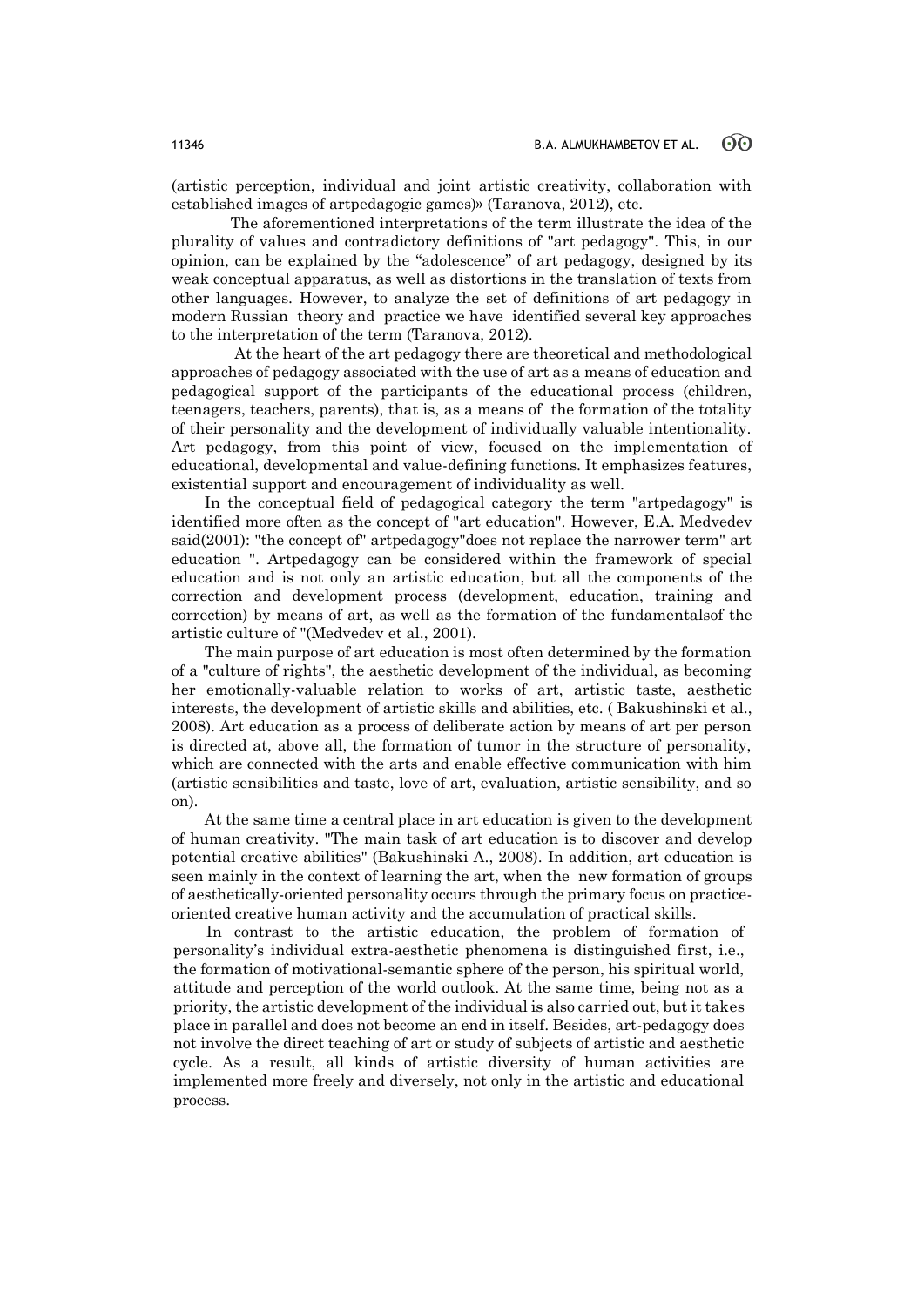(artistic perception, individual and joint artistic creativity, collaboration with established images of artpedagogic games)» (Taranova, 2012), etc.

The aforementioned interpretations of the term illustrate the idea of the plurality of values and contradictory definitions of "art pedagogy". This, in our opinion, can be explained by the "adolescence" of art pedagogy, designed by its weak conceptual apparatus, as well as distortions in the translation of texts from other languages. However, to analyze the set of definitions of art pedagogy in modern Russian theory and practice we have identified several key approaches to the interpretation of the term (Taranova, 2012).

At the heart of the art pedagogy there are theoretical and methodological approaches of pedagogy associated with the use of art as a means of education and pedagogical support of the participants of the educational process (children, teenagers, teachers, parents), that is, as a means of the formation of the totality of their personality and the development of individually valuable intentionality. Art pedagogy, from this point of view, focused on the implementation of educational, developmental and value-defining functions. It emphasizes features, existential support and encouragement of individuality as well.

In the conceptual field of pedagogical category the term "artpedagogy" is identified more often as the concept of "art education". However, E.A. Medvedev said(2001): "the concept of" artpedagogy"does not replace the narrower term" art education ". Artpedagogy can be considered within the framework of special education and is not only an artistic education, but all the components of the correction and development process (development, education, training and correction) by means of art, as well as the formation of the fundamentalsof the artistic culture of "(Medvedev et al., 2001).

The main purpose of art education is most often determined by the formation of a "culture of rights", the aesthetic development of the individual, as becoming her emotionally-valuable relation to works of art, artistic taste, aesthetic interests, the development of artistic skills and abilities, etc. ( Bakushinski et al., 2008). Art education as a process of deliberate action by means of art per person is directed at, above all, the formation of tumor in the structure of personality, which are connected with the arts and enable effective communication with him (artistic sensibilities and taste, love of art, evaluation, artistic sensibility, and so on).

At the same time a central place in art education is given to the development of human creativity. "The main task of art education is to discover and develop potential creative abilities" (Bakushinski A., 2008). In addition, art education is seen mainly in the context of learning the art, when the new formation of groups of aesthetically-oriented personality occurs through the primary focus on practice-oriented creative human activity and the accumulation of practical skills.

In contrast to the artistic education, the problem of formation of personality's individual extra-aesthetic phenomena is distinguished first, i.e., the formation of motivational-semantic sphere of the person, his spiritual world, attitude and perception of the world outlook. At the same time, being not as a priority, the artistic development of the individual is also carried out, but it takes place in parallel and does not become an end in itself. Besides, art-pedagogy does not involve the direct teaching of art or study of subjects of artistic and aesthetic cycle. As a result, all kinds of artistic diversity of human activities are implemented more freely and diversely, not only in the artistic and educational process.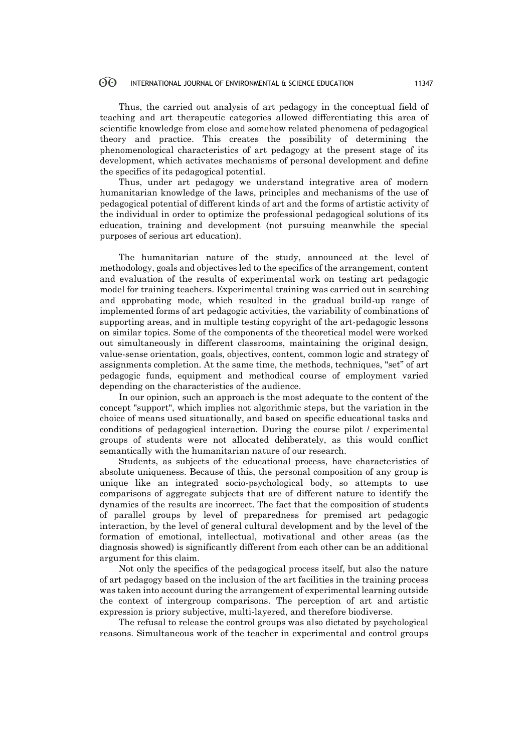Thus, the carried out analysis of art pedagogy in the conceptual field of teaching and art therapeutic categories allowed differentiating this area of scientific knowledge from close and somehow related phenomena of pedagogical theory and practice. This creates the possibility of determining the phenomenological characteristics of art pedagogy at the present stage of its development, which activates mechanisms of personal development and define the specifics of its pedagogical potential.

Thus, under art pedagogy we understand integrative area of modern humanitarian knowledge of the laws, principles and mechanisms of the use of pedagogical potential of different kinds of art and the forms of artistic activity of the individual in order to optimize the professional pedagogical solutions of its education, training and development (not pursuing meanwhile the special purposes of serious art education).

The humanitarian nature of the study, announced at the level of methodology, goals and objectives led to the specifics of the arrangement, content and evaluation of the results of experimental work on testing art pedagogic model for training teachers. Experimental training was carried out in searching and approbating mode, which resulted in the gradual build-up range of implemented forms of art pedagogic activities, the variability of combinations of supporting areas, and in multiple testing copyright of the art-pedagogic lessons on similar topics. Some of the components of the theoretical model were worked out simultaneously in different classrooms, maintaining the original design, value-sense orientation, goals, objectives, content, common logic and strategy of assignments completion. At the same time, the methods, techniques, "set" of art pedagogic funds, equipment and methodical course of employment varied depending on the characteristics of the audience.

In our opinion, such an approach is the most adequate to the content of the concept "support", which implies not algorithmic steps, but the variation in the choice of means used situationally, and based on specific educational tasks and conditions of pedagogical interaction. During the course pilot / experimental groups of students were not allocated deliberately, as this would conflict semantically with the humanitarian nature of our research.

Students, as subjects of the educational process, have characteristics of absolute uniqueness. Because of this, the personal composition of any group is unique like an integrated socio-psychological body, so attempts to use comparisons of aggregate subjects that are of different nature to identify the dynamics of the results are incorrect. The fact that the composition of students of parallel groups by level of preparedness for premised art pedagogic interaction, by the level of general cultural development and by the level of the formation of emotional, intellectual, motivational and other areas (as the diagnosis showed) is significantly different from each other can be an additional argument for this claim.

Not only the specifics of the pedagogical process itself, but also the nature of art pedagogy based on the inclusion of the art facilities in the training process was taken into account during the arrangement of experimental learning outside the context of intergroup comparisons. The perception of art and artistic expression is priory subjective, multi-layered, and therefore biodiverse.

The refusal to release the control groups was also dictated by psychological reasons. Simultaneous work of the teacher in experimental and control groups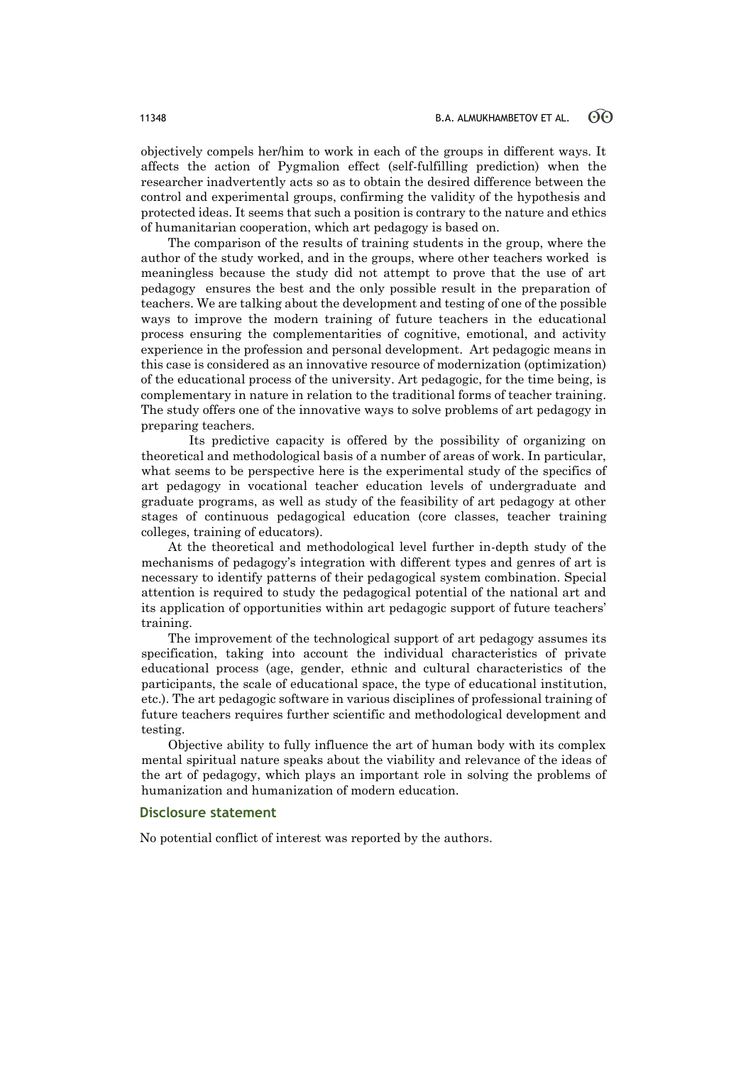objectively compels her/him to work in each of the groups in different ways. It affects the action of Pygmalion effect (self-fulfilling prediction) when the researcher inadvertently acts so as to obtain the desired difference between the control and experimental groups, confirming the validity of the hypothesis and protected ideas. It seems that such a position is contrary to the nature and ethics of humanitarian cooperation, which art pedagogy is based on.

The comparison of the results of training students in the group, where the author of the study worked, and in the groups, where other teachers worked is meaningless because the study did not attempt to prove that the use of art pedagogy ensures the best and the only possible result in the preparation of teachers. We are talking about the development and testing of one of the possible ways to improve the modern training of future teachers in the educational process ensuring the complementarities of cognitive, emotional, and activity experience in the profession and personal development. Art pedagogic means in this case is considered as an innovative resource of modernization (optimization) of the educational process of the university. Art pedagogic, for the time being, is complementary in nature in relation to the traditional forms of teacher training. The study offers one of the innovative ways to solve problems of art pedagogy in preparing teachers.

Its predictive capacity is offered by the possibility of organizing on theoretical and methodological basis of a number of areas of work. In particular, what seems to be perspective here is the experimental study of the specifics of art pedagogy in vocational teacher education levels of undergraduate and graduate programs, as well as study of the feasibility of art pedagogy at other stages of continuous pedagogical education (core classes, teacher training colleges, training of educators).

At the theoretical and methodological level further in-depth study of the mechanisms of pedagogy's integration with different types and genres of art is necessary to identify patterns of their pedagogical system combination. Special attention is required to study the pedagogical potential of the national art and its application of opportunities within art pedagogic support of future teachers' training.

The improvement of the technological support of art pedagogy assumes its specification, taking into account the individual characteristics of private educational process (age, gender, ethnic and cultural characteristics of the participants, the scale of educational space, the type of educational institution, etc.). The art pedagogic software in various disciplines of professional training of future teachers requires further scientific and methodological development and testing.

Objective ability to fully influence the art of human body with its complex mental spiritual nature speaks about the viability and relevance of the ideas of the art of pedagogy, which plays an important role in solving the problems of humanization and humanization of modern education.

## Disclosure statement

No potential conflict of interest was reported by the authors.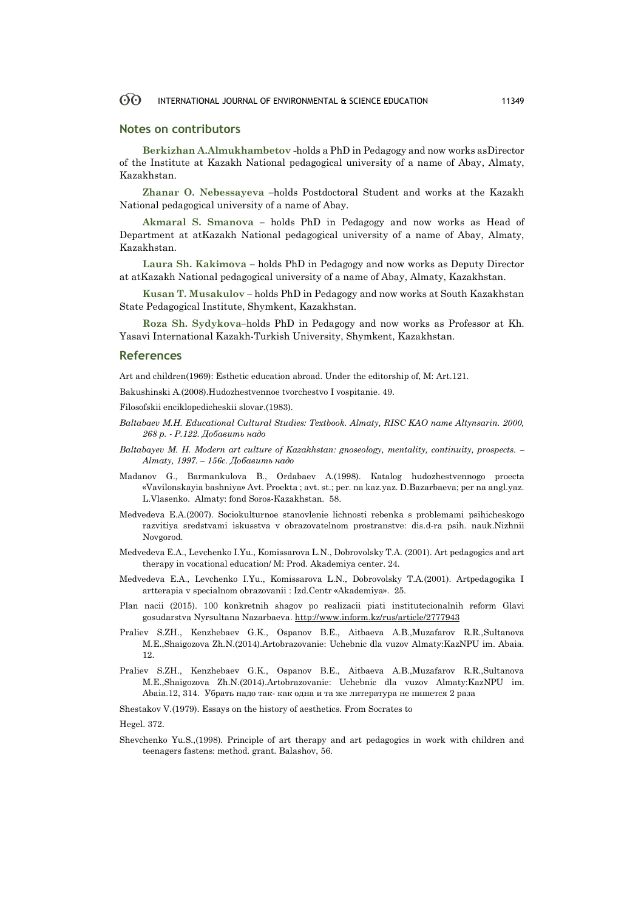## Notes on contributors

**Berkizhan A.Almukhambetov** -holds a PhD in Pedagogy and now works asDirector of the Institute at Kazakh National pedagogical university of a name of Abay, Almaty, Kazakhstan.

**Zhanar O. Nebessayeva** –holds Postdoctoral Student and works at the Kazakh National pedagogical university of a name of Abay.

**Akmaral S. Smanova** – holds PhD in Pedagogy and now works as Head of Department at atKazakh National pedagogical university of a name of Abay, Almaty, Kazakhstan.

**Laura Sh. Kakimova** – holds PhD in Pedagogy and now works as Deputy Director at atKazakh National pedagogical university of a name of Abay, Almaty, Kazakhstan.

**Kusan T. Musakulov** – holds PhD in Pedagogy and now works at South Kazakhstan State Pedagogical Institute, Shymkent, Kazakhstan.

**Roza Sh. Sydykova**–holds PhD in Pedagogy and now works as Professor at Kh. Yasavi International Kazakh-Turkish University, Shymkent, Kazakhstan.

## References

Art and children(1969): Esthetic education abroad. Under the editorship of, M: Art.121.

Bakushinski A.(2008).Hudozhestvennoe tvorchestvo I vospitanie. 49.

Filosofskii enciklopedicheskii slovar.(1983).

*Baltabaev M.H. Educational Cultural Studies: Textbook. Almaty, RISC KAO name Altynsarin. 2000, 268 p. - P.122. Добавить надо*

*Baltabayev M. H. Modern art culture of Kazakhstan: gnoseology, mentality, continuity, prospects. – Almaty, 1997. – 156с. Добавить надо*

Madanov G., Barmankulova B., Ordabaev A.(1998). Katalog hudozhestvennogo proecta «Vavilonskayia bashniya» Avt. Proekta ; avt. st.; per. na kaz.yaz. D.Bazarbaeva; per na angl.yaz. L.Vlasenko. Almaty: fond Soros-Kazakhstan. 58.

Medvedeva E.A.(2007). Sociokulturnoe stanovlenie lichnosti rebenka s problemami psihicheskogo razvitiya sredstvami iskusstva v obrazovatelnom prostranstve: dis.d-ra psih. nauk.Nizhnii Novgorod.

Medvedeva E.A., Levchenko I.Yu., Komissarova L.N., Dobrovolsky T.A. (2001). Art pedagogics and art therapy in vocational education/ M: Prod. Akademiya center. 24.

Medvedeva E.A., Levchenko I.Yu., Komissarova L.N., Dobrovolsky T.A.(2001). Artpedagogika I artterapia v specialnom obrazovanii : Izd.Centr «Akademiya». 25.

Plan nacii (2015). 100 konkretnih shagov po realizacii piati institutecionalnih reform Glavi gosudarstva Nyrsultana Nazarbaeva. http://www.inform.kz/rus/article/2777943

Praliev S.ZH., Kenzhebaev G.K., Ospanov B.E., Aitbaeva A.B.,Muzafarov R.R.,Sultanova M.E.,Shaigozova Zh.N.(2014).Artobrazovanie: Uchebnic dla vuzov Almaty:KazNPU im. Abaia. 12.

Praliev S.ZH., Kenzhebaev G.K., Ospanov B.E., Aitbaeva A.B.,Muzafarov R.R.,Sultanova M.E.,Shaigozova Zh.N.(2014).Artobrazovanie: Uchebnic dla vuzov Almaty:KazNPU im. Abaia.12, 314. Убрать надо так- как одна и та же литература не пишется 2 раза

Shestakov V.(1979). Essays on the history of aesthetics. From Socrates to

Hegel. 372.

Shevchenko Yu.S.,(1998). Principle of art therapy and art pedagogics in work with children and teenagers fastens: method. grant. Balashov, 56.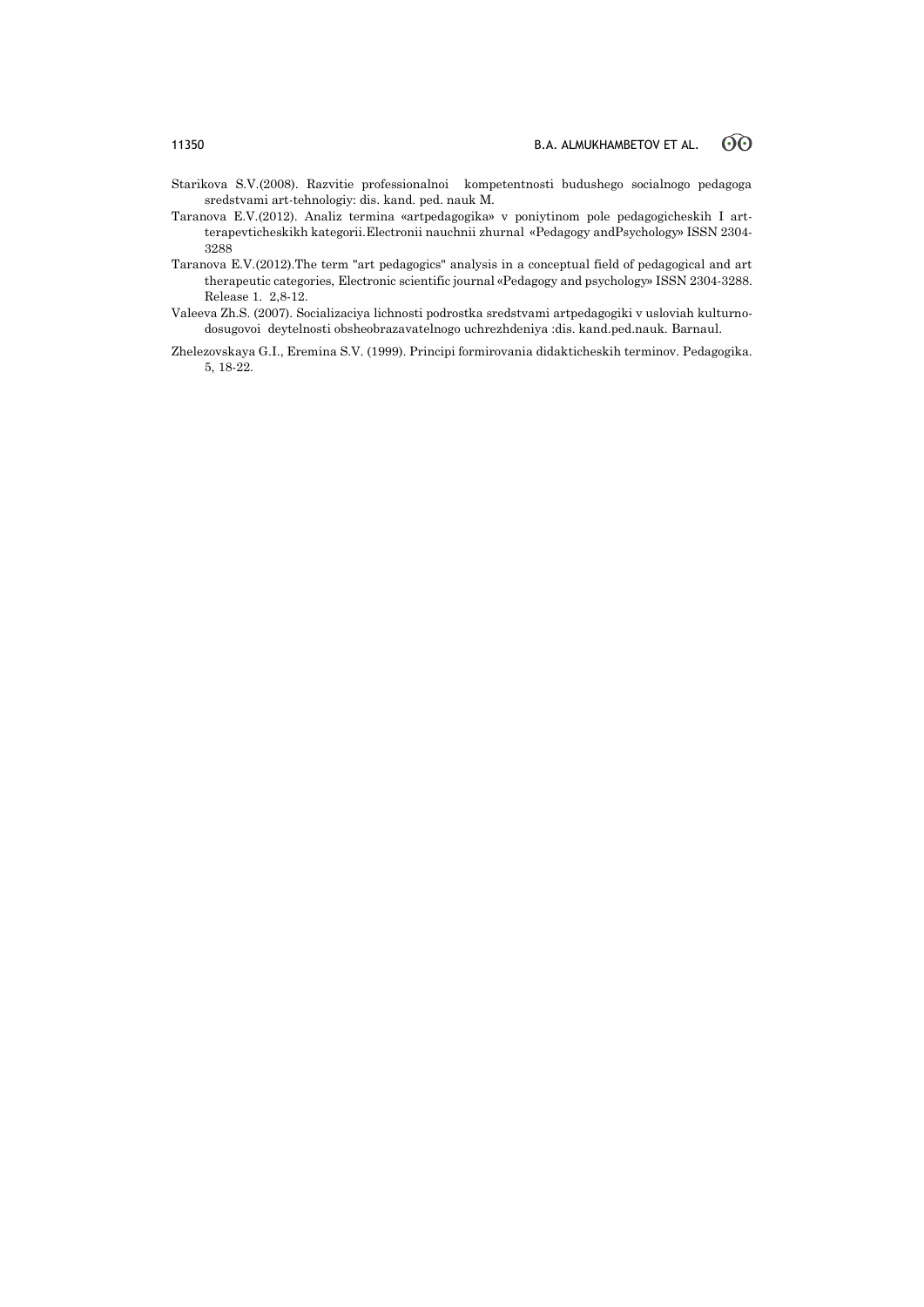Starikova S.V.(2008). Razvitie professionalnoi kompetentnosti budushego socialnogo pedagoga sredstvami art-tehnologiy: dis. kand. ped. nauk M.

Taranova E.V.(2012). Analiz termina «artpedagogika» v poniytinom pole pedagogicheskih I art-terapevticheskikh kategorii.Electronii nauchnii zhurnal «Pedagogy andPsychology» ISSN 2304-3288

Taranova E.V.(2012).The term "art pedagogics" analysis in a conceptual field of pedagogical and art therapeutic categories, Electronic scientific journal «Pedagogy and psychology» ISSN 2304-3288. Release 1. 2,8-12.

Valeeva Zh.S. (2007). Socializaciya lichnosti podrostka sredstvami artpedagogiki v usloviah kulturno-dosugovoi deytelnosti obsheobrazavatelnogo uchrezhdeniya :dis. kand.ped.nauk. Barnaul.

Zhelezovskaya G.I., Eremina S.V. (1999). Principi formirovania didakticheskih terminov. Pedagogika. 5, 18-22.